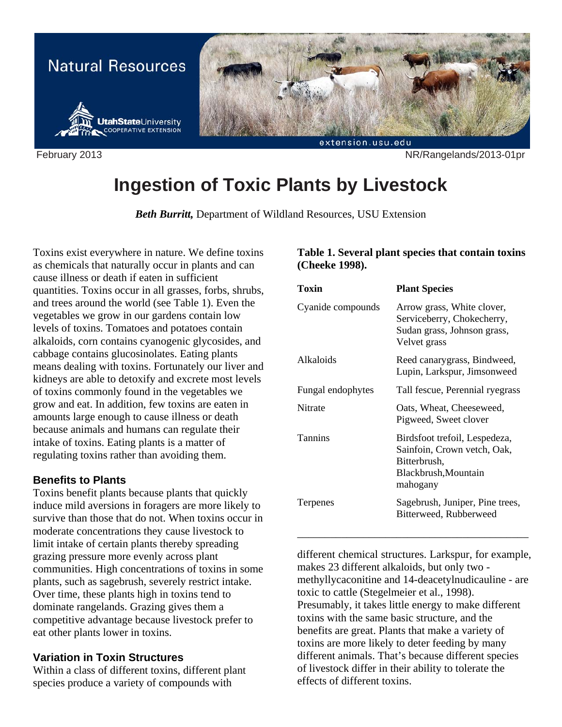Natural Resources

February 2013 NR/Rangelands/2013-01pr

# Ingestion of Toxic Plants by Livestock

***Beth Burritt,*** Department of Wildland Resources, USU Extension

Toxins exist everywhere in nature. We define toxins as chemicals that naturally occur in plants and can cause illness or death if eaten in sufficient quantities. Toxins occur in all grasses, forbs, shrubs, and trees around the world (see Table 1). Even the vegetables we grow in our gardens contain low levels of toxins. Tomatoes and potatoes contain alkaloids, corn contains cyanogenic glycosides, and cabbage contains glucosinolates. Eating plants means dealing with toxins. Fortunately our liver and kidneys are able to detoxify and excrete most levels of toxins commonly found in the vegetables we grow and eat. In addition, few toxins are eaten in amounts large enough to cause illness or death because animals and humans can regulate their intake of toxins. Eating plants is a matter of regulating toxins rather than avoiding them.

### Benefits to Plants

Toxins benefit plants because plants that quickly induce mild aversions in foragers are more likely to survive than those that do not. When toxins occur in moderate concentrations they cause livestock to limit intake of certain plants thereby spreading grazing pressure more evenly across plant communities. High concentrations of toxins in some plants, such as sagebrush, severely restrict intake. Over time, these plants high in toxins tend to dominate rangelands. Grazing gives them a competitive advantage because livestock prefer to eat other plants lower in toxins.

### Variation in Toxin Structures

Within a class of different toxins, different plant species produce a variety of compounds with different chemical structures. Larkspur, for example, makes 23 different alkaloids, but only two - methyllycaconitine and 14-deacetylnudicauline - are toxic to cattle (Stegelmeier et al., 1998). Presumably, it takes little energy to make different toxins with the same basic structure, and the benefits are great. Plants that make a variety of toxins are more likely to deter feeding by many different animals. That's because different species of livestock differ in their ability to tolerate the effects of different toxins.

**Table 1. Several plant species that contain toxins (Cheeke 1998).**

| Toxin | Plant Species |
|---|---|
| Cyanide compounds | Arrow grass, White clover, Serviceberry, Chokecherry, Sudan grass, Johnson grass, Velvet grass |
| Alkaloids | Reed canarygrass, Bindweed, Lupin, Larkspur, Jimsonweed |
| Fungal endophytes | Tall fescue, Perennial ryegrass |
| Nitrate | Oats, Wheat, Cheeseweed, Pigweed, Sweet clover |
| Tannins | Birdsfoot trefoil, Lespedeza, Sainfoin, Crown vetch, Oak, Bitterbrush, Blackbrush,Mountain mahogany |
| Terpenes | Sagebrush, Juniper, Pine trees, Bitterweed, Rubberweed |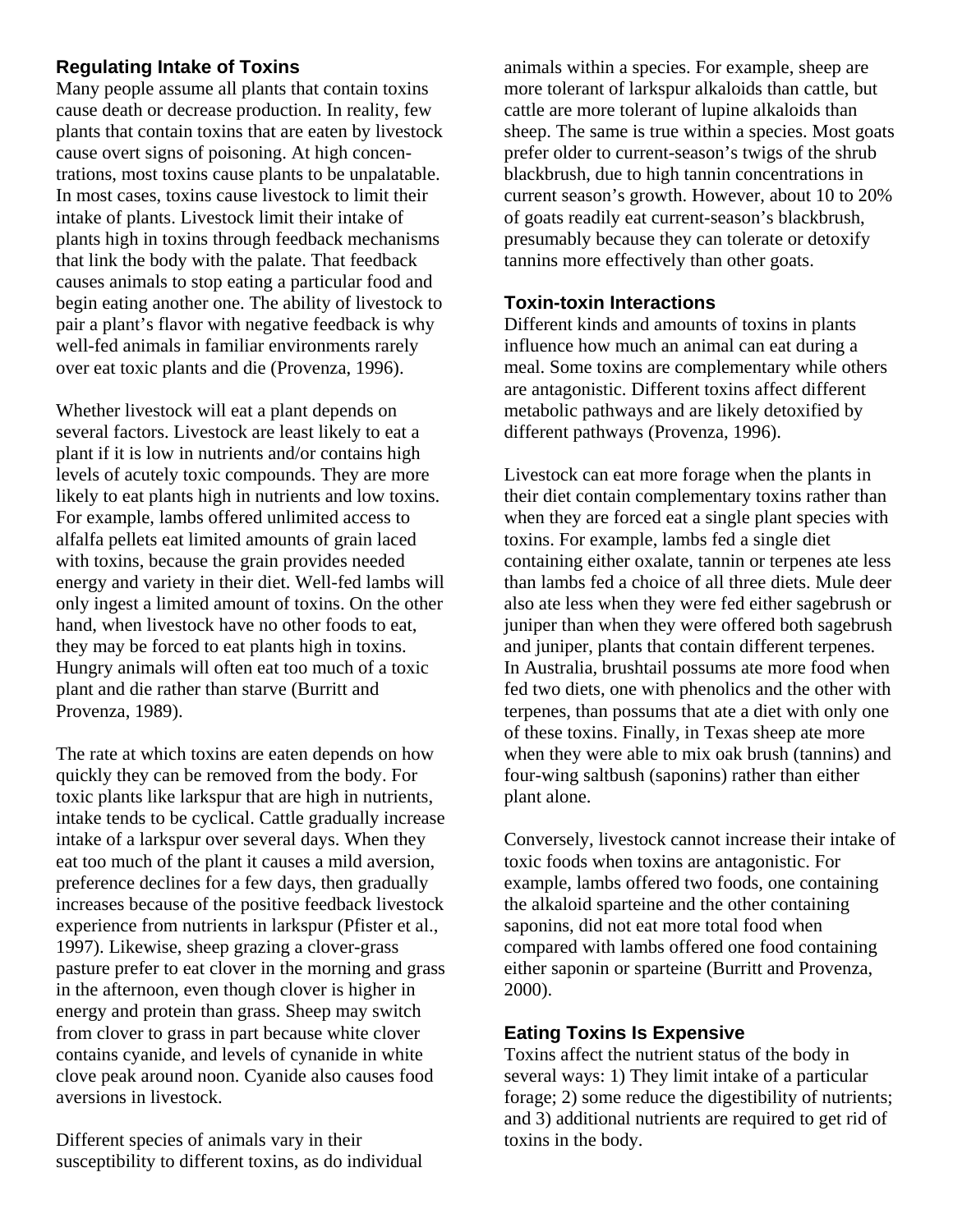### Regulating Intake of Toxins

Many people assume all plants that contain toxins cause death or decrease production. In reality, few plants that contain toxins that are eaten by livestock cause overt signs of poisoning. At high concentrations, most toxins cause plants to be unpalatable. In most cases, toxins cause livestock to limit their intake of plants. Livestock limit their intake of plants high in toxins through feedback mechanisms that link the body with the palate. That feedback causes animals to stop eating a particular food and begin eating another one. The ability of livestock to pair a plant's flavor with negative feedback is why well-fed animals in familiar environments rarely over eat toxic plants and die (Provenza, 1996).

Whether livestock will eat a plant depends on several factors. Livestock are least likely to eat a plant if it is low in nutrients and/or contains high levels of acutely toxic compounds. They are more likely to eat plants high in nutrients and low toxins. For example, lambs offered unlimited access to alfalfa pellets eat limited amounts of grain laced with toxins, because the grain provides needed energy and variety in their diet. Well-fed lambs will only ingest a limited amount of toxins. On the other hand, when livestock have no other foods to eat, they may be forced to eat plants high in toxins. Hungry animals will often eat too much of a toxic plant and die rather than starve (Burritt and Provenza, 1989).

The rate at which toxins are eaten depends on how quickly they can be removed from the body. For toxic plants like larkspur that are high in nutrients, intake tends to be cyclical. Cattle gradually increase intake of a larkspur over several days. When they eat too much of the plant it causes a mild aversion, preference declines for a few days, then gradually increases because of the positive feedback livestock experience from nutrients in larkspur (Pfister et al., 1997). Likewise, sheep grazing a clover-grass pasture prefer to eat clover in the morning and grass in the afternoon, even though clover is higher in energy and protein than grass. Sheep may switch from clover to grass in part because white clover contains cyanide, and levels of cynanide in white clove peak around noon. Cyanide also causes food aversions in livestock.

Different species of animals vary in their susceptibility to different toxins, as do individual animals within a species. For example, sheep are more tolerant of larkspur alkaloids than cattle, but cattle are more tolerant of lupine alkaloids than sheep. The same is true within a species. Most goats prefer older to current-season's twigs of the shrub blackbrush, due to high tannin concentrations in current season's growth. However, about 10 to 20% of goats readily eat current-season's blackbrush, presumably because they can tolerate or detoxify tannins more effectively than other goats.

### Toxin-toxin Interactions

Different kinds and amounts of toxins in plants influence how much an animal can eat during a meal. Some toxins are complementary while others are antagonistic. Different toxins affect different metabolic pathways and are likely detoxified by different pathways (Provenza, 1996).

Livestock can eat more forage when the plants in their diet contain complementary toxins rather than when they are forced eat a single plant species with toxins. For example, lambs fed a single diet containing either oxalate, tannin or terpenes ate less than lambs fed a choice of all three diets. Mule deer also ate less when they were fed either sagebrush or juniper than when they were offered both sagebrush and juniper, plants that contain different terpenes. In Australia, brushtail possums ate more food when fed two diets, one with phenolics and the other with terpenes, than possums that ate a diet with only one of these toxins. Finally, in Texas sheep ate more when they were able to mix oak brush (tannins) and four-wing saltbush (saponins) rather than either plant alone.

Conversely, livestock cannot increase their intake of toxic foods when toxins are antagonistic. For example, lambs offered two foods, one containing the alkaloid sparteine and the other containing saponins, did not eat more total food when compared with lambs offered one food containing either saponin or sparteine (Burritt and Provenza, 2000).

### Eating Toxins Is Expensive

Toxins affect the nutrient status of the body in several ways: 1) They limit intake of a particular forage; 2) some reduce the digestibility of nutrients; and 3) additional nutrients are required to get rid of toxins in the body.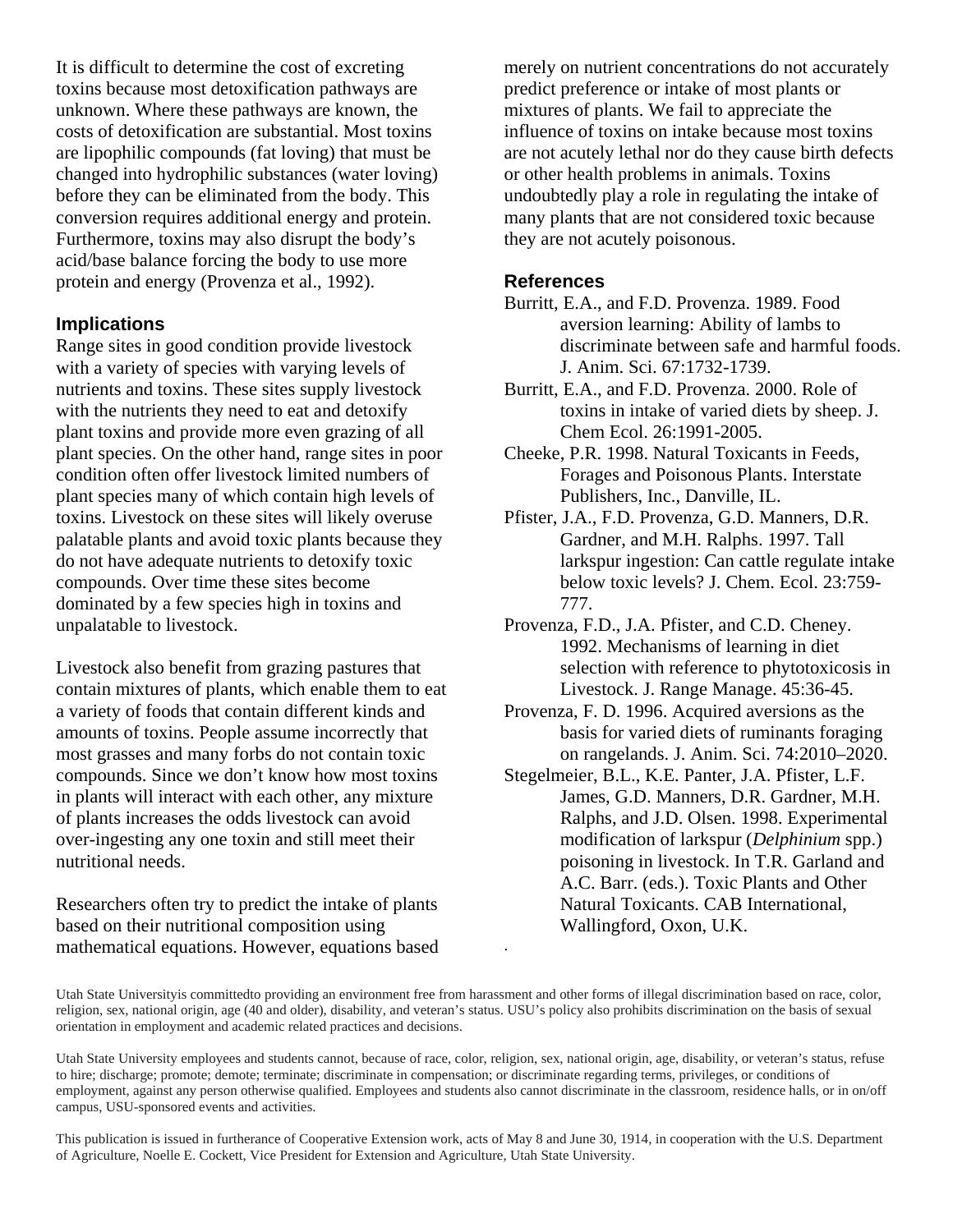It is difficult to determine the cost of excreting toxins because most detoxification pathways are unknown. Where these pathways are known, the costs of detoxification are substantial. Most toxins are lipophilic compounds (fat loving) that must be changed into hydrophilic substances (water loving) before they can be eliminated from the body. This conversion requires additional energy and protein. Furthermore, toxins may also disrupt the body's acid/base balance forcing the body to use more protein and energy (Provenza et al., 1992).

## Implications

Range sites in good condition provide livestock with a variety of species with varying levels of nutrients and toxins. These sites supply livestock with the nutrients they need to eat and detoxify plant toxins and provide more even grazing of all plant species. On the other hand, range sites in poor condition often offer livestock limited numbers of plant species many of which contain high levels of toxins. Livestock on these sites will likely overuse palatable plants and avoid toxic plants because they do not have adequate nutrients to detoxify toxic compounds. Over time these sites become dominated by a few species high in toxins and unpalatable to livestock.

Livestock also benefit from grazing pastures that contain mixtures of plants, which enable them to eat a variety of foods that contain different kinds and amounts of toxins. People assume incorrectly that most grasses and many forbs do not contain toxic compounds. Since we don't know how most toxins in plants will interact with each other, any mixture of plants increases the odds livestock can avoid over-ingesting any one toxin and still meet their nutritional needs.

Researchers often try to predict the intake of plants based on their nutritional composition using mathematical equations. However, equations based merely on nutrient concentrations do not accurately predict preference or intake of most plants or mixtures of plants. We fail to appreciate the influence of toxins on intake because most toxins are not acutely lethal nor do they cause birth defects or other health problems in animals. Toxins undoubtedly play a role in regulating the intake of many plants that are not considered toxic because they are not acutely poisonous.

## References

Burritt, E.A., and F.D. Provenza. 1989. Food aversion learning: Ability of lambs to discriminate between safe and harmful foods. J. Anim. Sci. 67:1732-1739.

Burritt, E.A., and F.D. Provenza. 2000. Role of toxins in intake of varied diets by sheep. J. Chem Ecol. 26:1991-2005.

Cheeke, P.R. 1998. Natural Toxicants in Feeds, Forages and Poisonous Plants. Interstate Publishers, Inc., Danville, IL.

Pfister, J.A., F.D. Provenza, G.D. Manners, D.R. Gardner, and M.H. Ralphs. 1997. Tall larkspur ingestion: Can cattle regulate intake below toxic levels? J. Chem. Ecol. 23:759-777.

Provenza, F.D., J.A. Pfister, and C.D. Cheney. 1992. Mechanisms of learning in diet selection with reference to phytotoxicosis in Livestock. J. Range Manage. 45:36-45.

Provenza, F. D. 1996. Acquired aversions as the basis for varied diets of ruminants foraging on rangelands. J. Anim. Sci. 74:2010–2020.

Stegelmeier, B.L., K.E. Panter, J.A. Pfister, L.F. James, G.D. Manners, D.R. Gardner, M.H. Ralphs, and J.D. Olsen. 1998. Experimental modification of larkspur (*Delphinium* spp.) poisoning in livestock. In T.R. Garland and A.C. Barr. (eds.). Toxic Plants and Other Natural Toxicants. CAB International, Wallingford, Oxon, U.K.

Utah State Universityis committedto providing an environment free from harassment and other forms of illegal discrimination based on race, color, religion, sex, national origin, age (40 and older), disability, and veteran's status. USU's policy also prohibits discrimination on the basis of sexual orientation in employment and academic related practices and decisions.

Utah State University employees and students cannot, because of race, color, religion, sex, national origin, age, disability, or veteran's status, refuse to hire; discharge; promote; demote; terminate; discriminate in compensation; or discriminate regarding terms, privileges, or conditions of employment, against any person otherwise qualified. Employees and students also cannot discriminate in the classroom, residence halls, or in on/off campus, USU-sponsored events and activities.

This publication is issued in furtherance of Cooperative Extension work, acts of May 8 and June 30, 1914, in cooperation with the U.S. Department of Agriculture, Noelle E. Cockett, Vice President for Extension and Agriculture, Utah State University.